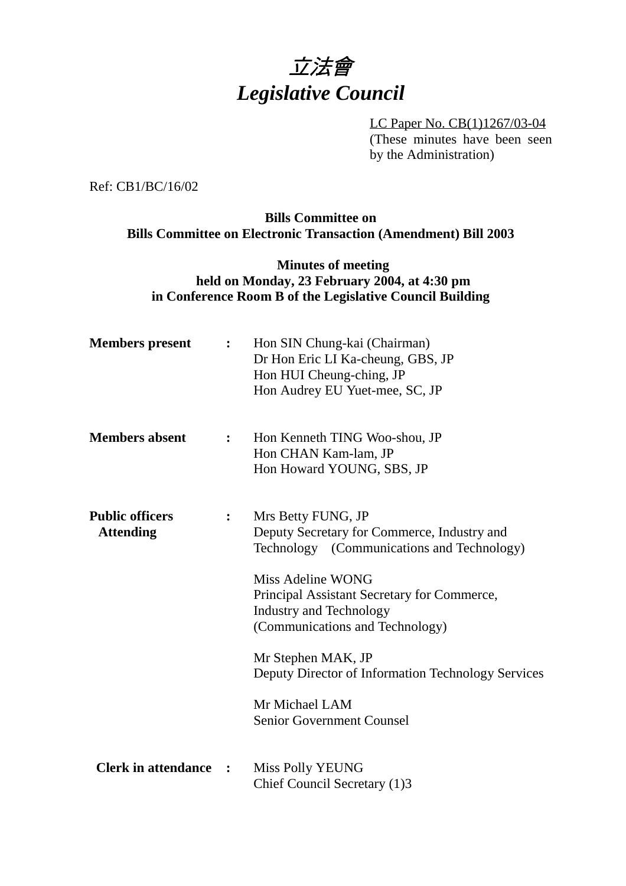# *立法會*
# *Legislative Council*

LC Paper No. CB(1)1267/03-04
(These minutes have been seen by the Administration)

Ref: CB1/BC/16/02

**Bills Committee on**
**Bills Committee on Electronic Transaction (Amendment) Bill 2003**

**Minutes of meeting**
**held on Monday, 23 February 2004, at 4:30 pm**
**in Conference Room B of the Legislative Council Building**

**Members present** : Hon SIN Chung-kai (Chairman)
Dr Hon Eric LI Ka-cheung, GBS, JP
Hon HUI Cheung-ching, JP
Hon Audrey EU Yuet-mee, SC, JP

**Members absent** : Hon Kenneth TING Woo-shou, JP
Hon CHAN Kam-lam, JP
Hon Howard YOUNG, SBS, JP

**Public officers Attending** : Mrs Betty FUNG, JP
Deputy Secretary for Commerce, Industry and Technology (Communications and Technology)

Miss Adeline WONG
Principal Assistant Secretary for Commerce, Industry and Technology
(Communications and Technology)

Mr Stephen MAK, JP
Deputy Director of Information Technology Services

Mr Michael LAM
Senior Government Counsel

**Clerk in attendance** : Miss Polly YEUNG
Chief Council Secretary (1)3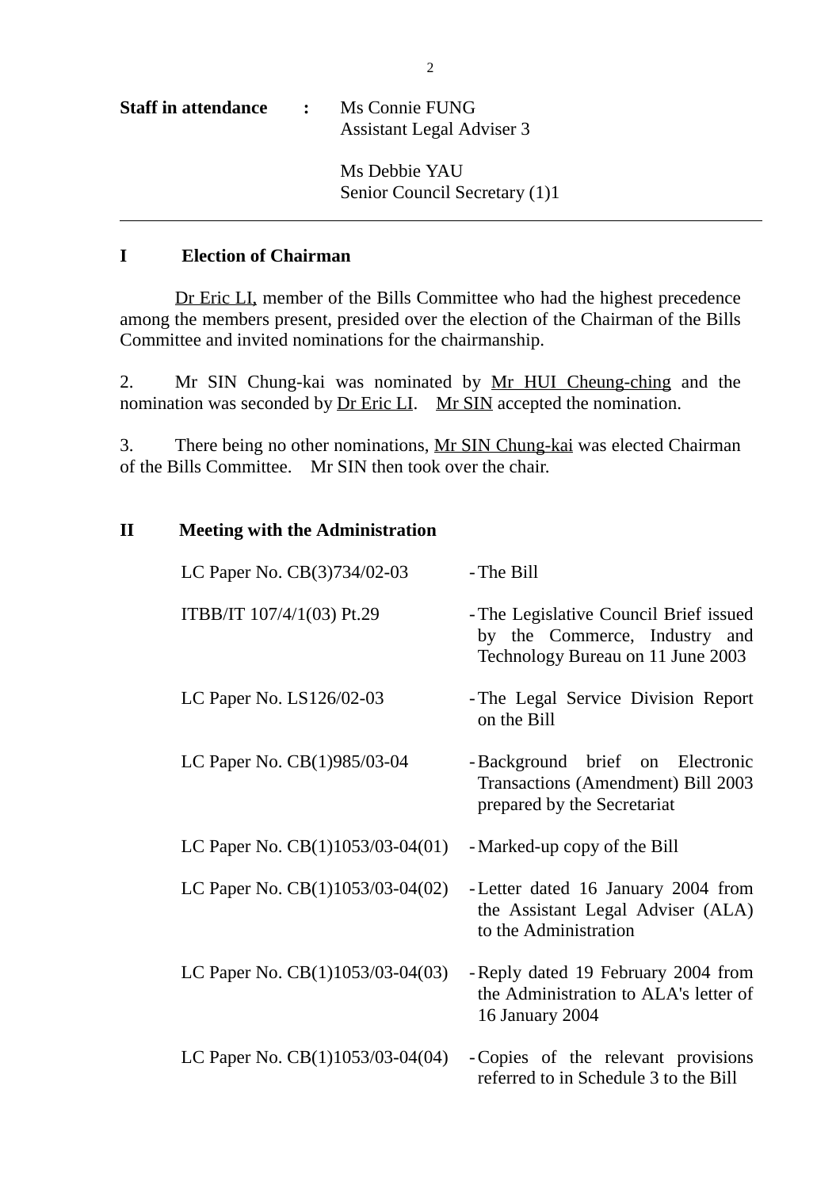**Staff in attendance** : Ms Connie FUNG
Assistant Legal Adviser 3

Ms Debbie YAU
Senior Council Secretary (1)1

---

## I Election of Chairman

Dr Eric LI, member of the Bills Committee who had the highest precedence among the members present, presided over the election of the Chairman of the Bills Committee and invited nominations for the chairmanship.

2. Mr SIN Chung-kai was nominated by Mr HUI Cheung-ching and the nomination was seconded by Dr Eric LI. Mr SIN accepted the nomination.

3. There being no other nominations, Mr SIN Chung-kai was elected Chairman of the Bills Committee. Mr SIN then took over the chair.

## II Meeting with the Administration

| | |
|---|---|
| LC Paper No. CB(3)734/02-03 | - The Bill |
| ITBB/IT 107/4/1(03) Pt.29 | - The Legislative Council Brief issued by the Commerce, Industry and Technology Bureau on 11 June 2003 |
| LC Paper No. LS126/02-03 | - The Legal Service Division Report on the Bill |
| LC Paper No. CB(1)985/03-04 | - Background brief on Electronic Transactions (Amendment) Bill 2003 prepared by the Secretariat |
| LC Paper No. CB(1)1053/03-04(01) | - Marked-up copy of the Bill |
| LC Paper No. CB(1)1053/03-04(02) | - Letter dated 16 January 2004 from the Assistant Legal Adviser (ALA) to the Administration |
| LC Paper No. CB(1)1053/03-04(03) | - Reply dated 19 February 2004 from the Administration to ALA's letter of 16 January 2004 |
| LC Paper No. CB(1)1053/03-04(04) | - Copies of the relevant provisions referred to in Schedule 3 to the Bill |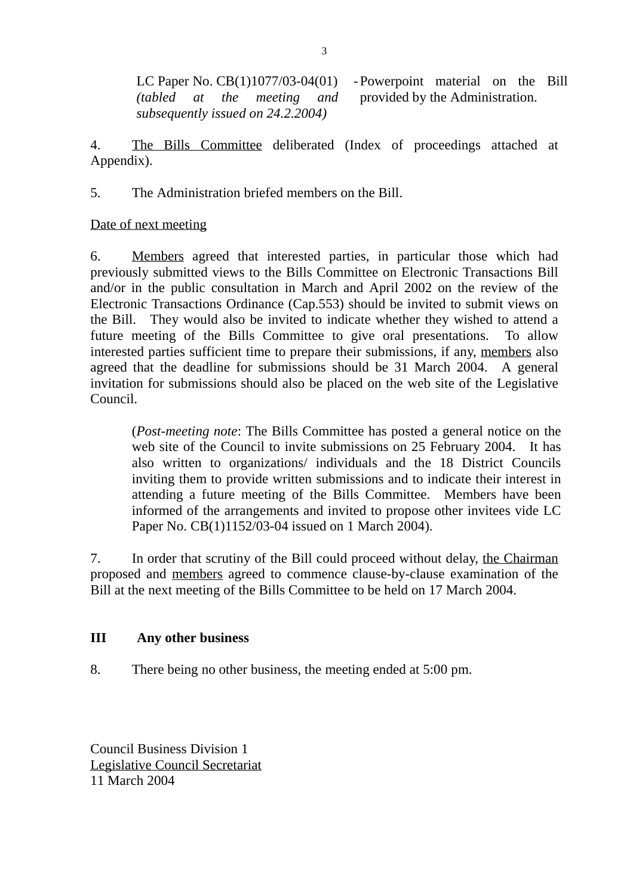| | |
|---|---|
| LC Paper No. CB(1)1077/03-04(01) *(tabled at the meeting and subsequently issued on 24.2.2004)* | - Powerpoint material on the Bill provided by the Administration. |

4. The Bills Committee deliberated (Index of proceedings attached at Appendix).

5. The Administration briefed members on the Bill.

Date of next meeting

6. Members agreed that interested parties, in particular those which had previously submitted views to the Bills Committee on Electronic Transactions Bill and/or in the public consultation in March and April 2002 on the review of the Electronic Transactions Ordinance (Cap.553) should be invited to submit views on the Bill. They would also be invited to indicate whether they wished to attend a future meeting of the Bills Committee to give oral presentations. To allow interested parties sufficient time to prepare their submissions, if any, members also agreed that the deadline for submissions should be 31 March 2004. A general invitation for submissions should also be placed on the web site of the Legislative Council.

> (*Post-meeting note*: The Bills Committee has posted a general notice on the web site of the Council to invite submissions on 25 February 2004. It has also written to organizations/ individuals and the 18 District Councils inviting them to provide written submissions and to indicate their interest in attending a future meeting of the Bills Committee. Members have been informed of the arrangements and invited to propose other invitees vide LC Paper No. CB(1)1152/03-04 issued on 1 March 2004).

7. In order that scrutiny of the Bill could proceed without delay, the Chairman proposed and members agreed to commence clause-by-clause examination of the Bill at the next meeting of the Bills Committee to be held on 17 March 2004.

**III Any other business**

8. There being no other business, the meeting ended at 5:00 pm.

Council Business Division 1
Legislative Council Secretariat
11 March 2004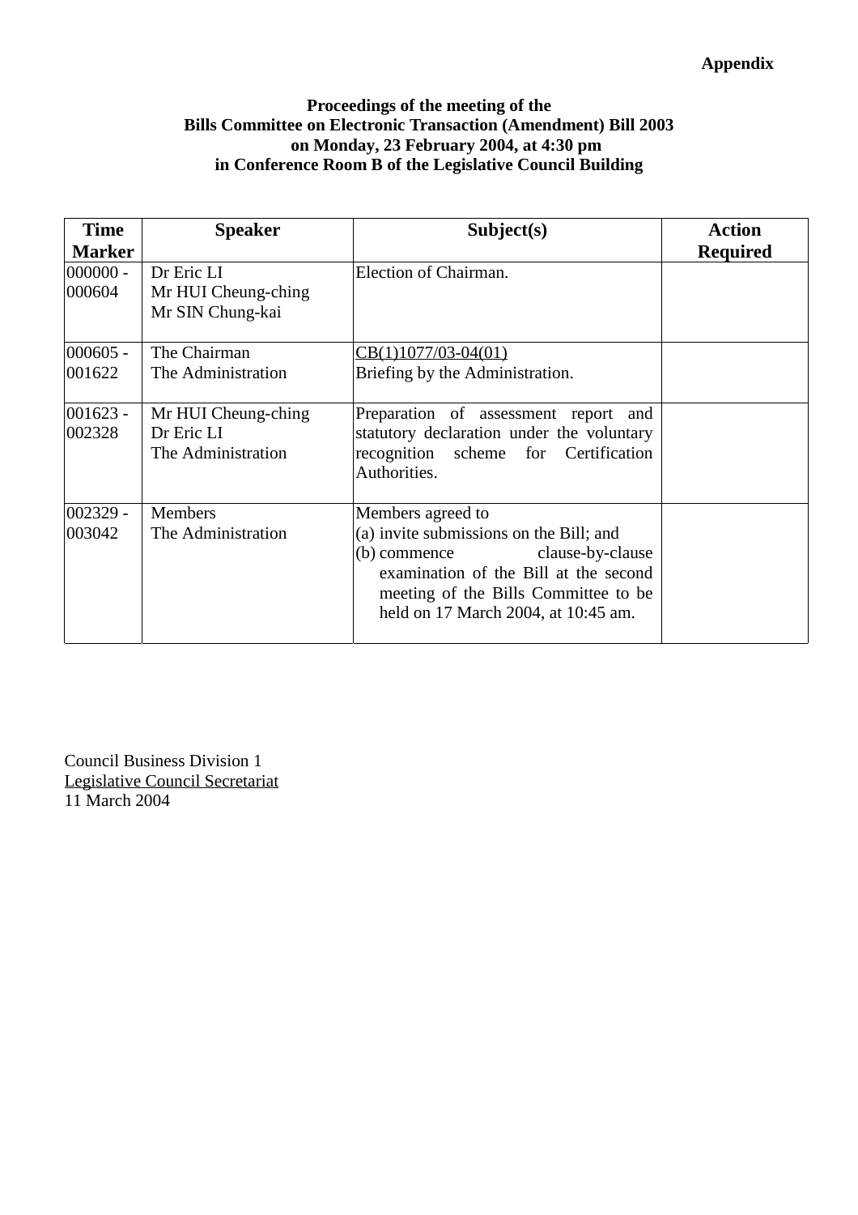**Appendix**

**Proceedings of the meeting of the Bills Committee on Electronic Transaction (Amendment) Bill 2003 on Monday, 23 February 2004, at 4:30 pm in Conference Room B of the Legislative Council Building**

| Time Marker | Speaker | Subject(s) | Action Required |
|---|---|---|---|
| 000000 - 000604 | Dr Eric LI<br>Mr HUI Cheung-ching<br>Mr SIN Chung-kai | Election of Chairman. | |
| 000605 - 001622 | The Chairman<br>The Administration | CB(1)1077/03-04(01)<br>Briefing by the Administration. | |
| 001623 - 002328 | Mr HUI Cheung-ching<br>Dr Eric LI<br>The Administration | Preparation of assessment report and statutory declaration under the voluntary recognition scheme for Certification Authorities. | |
| 002329 - 003042 | Members<br>The Administration | Members agreed to<br>(a) invite submissions on the Bill; and<br>(b) commence clause-by-clause examination of the Bill at the second meeting of the Bills Committee to be held on 17 March 2004, at 10:45 am. | |

Council Business Division 1
Legislative Council Secretariat
11 March 2004